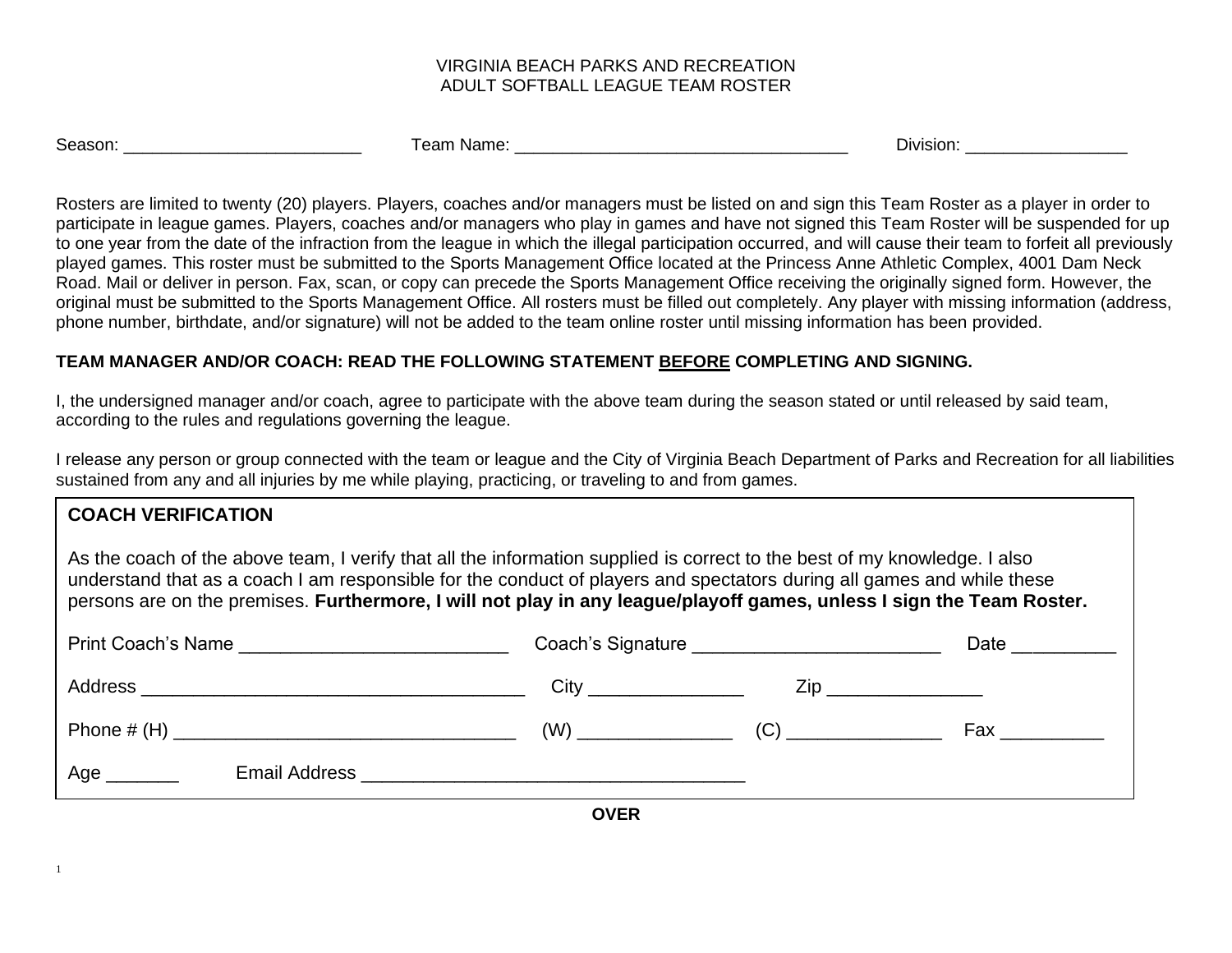VIRGINIA BEACH PARKS AND RECREATION
ADULT SOFTBALL LEAGUE TEAM ROSTER

Season: _________________________ Team Name: ___________________________________ Division: ________________

Rosters are limited to twenty (20) players. Players, coaches and/or managers must be listed on and sign this Team Roster as a player in order to participate in league games. Players, coaches and/or managers who play in games and have not signed this Team Roster will be suspended for up to one year from the date of the infraction from the league in which the illegal participation occurred, and will cause their team to forfeit all previously played games. This roster must be submitted to the Sports Management Office located at the Princess Anne Athletic Complex, 4001 Dam Neck Road. Mail or deliver in person. Fax, scan, or copy can precede the Sports Management Office receiving the originally signed form. However, the original must be submitted to the Sports Management Office. All rosters must be filled out completely. Any player with missing information (address, phone number, birthdate, and/or signature) will not be added to the team online roster until missing information has been provided.

**TEAM MANAGER AND/OR COACH: READ THE FOLLOWING STATEMENT <u>BEFORE</u> COMPLETING AND SIGNING.**

I, the undersigned manager and/or coach, agree to participate with the above team during the season stated or until released by said team, according to the rules and regulations governing the league.

I release any person or group connected with the team or league and the City of Virginia Beach Department of Parks and Recreation for all liabilities sustained from any and all injuries by me while playing, practicing, or traveling to and from games.

**COACH VERIFICATION**

As the coach of the above team, I verify that all the information supplied is correct to the best of my knowledge. I also understand that as a coach I am responsible for the conduct of players and spectators during all games and while these persons are on the premises. **Furthermore, I will not play in any league/playoff games, unless I sign the Team Roster.**

Print Coach's Name _________________________ Coach's Signature ________________________ Date __________

Address _____________________________________ City _______________ Zip _______________

Phone # (H) _________________________________ (W) _______________ (C) _______________ Fax __________

Age _______ Email Address _____________________________________

**OVER**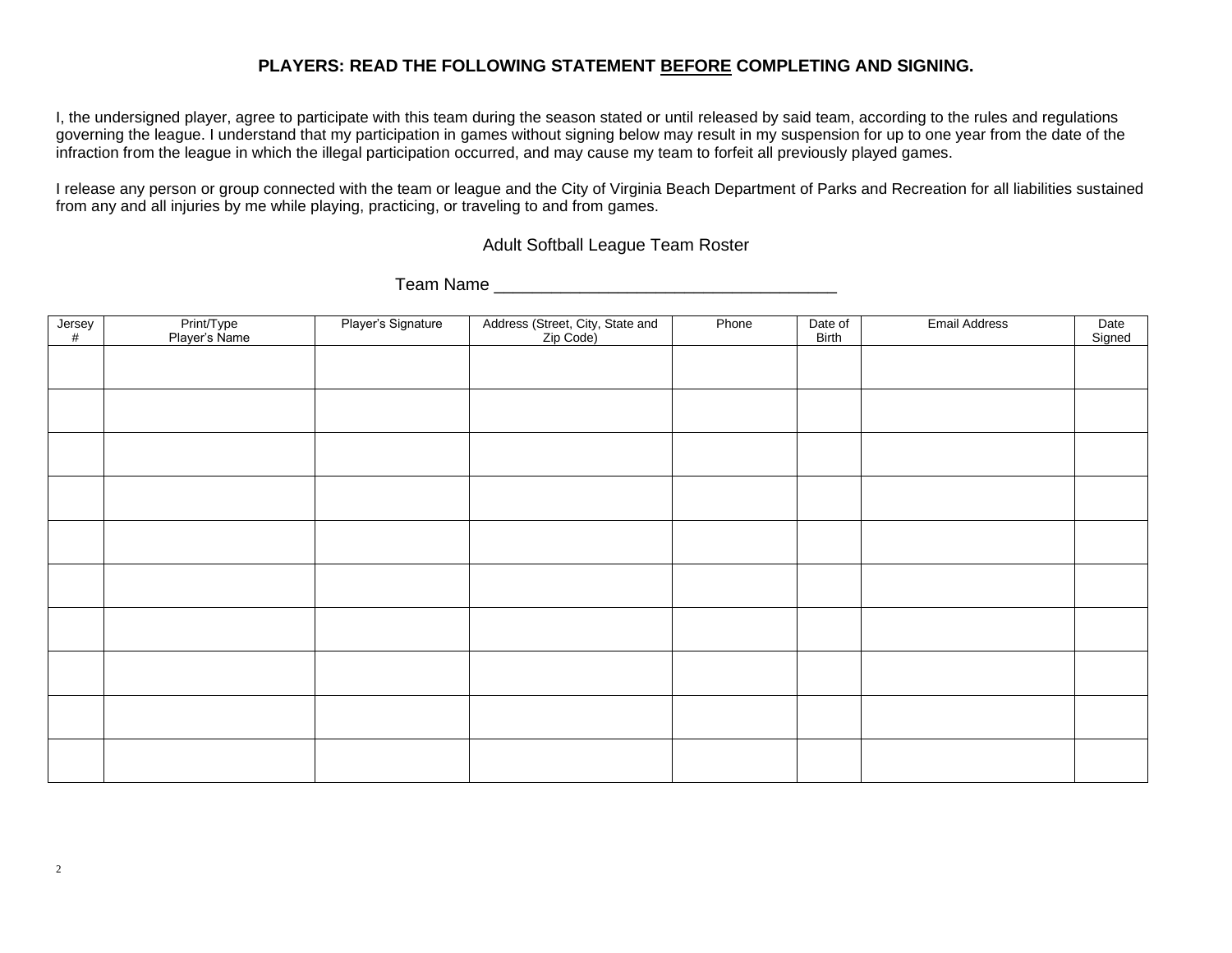**PLAYERS: READ THE FOLLOWING STATEMENT BEFORE COMPLETING AND SIGNING.**

I, the undersigned player, agree to participate with this team during the season stated or until released by said team, according to the rules and regulations governing the league. I understand that my participation in games without signing below may result in my suspension for up to one year from the date of the infraction from the league in which the illegal participation occurred, and may cause my team to forfeit all previously played games.

I release any person or group connected with the team or league and the City of Virginia Beach Department of Parks and Recreation for all liabilities sustained from any and all injuries by me while playing, practicing, or traveling to and from games.

Adult Softball League Team Roster

Team Name ___________________________________

| Jersey # | Print/Type Player's Name | Player's Signature | Address (Street, City, State and Zip Code) | Phone | Date of Birth | Email Address | Date Signed |
|---|---|---|---|---|---|---|---|
| | | | | | | | |
| | | | | | | | |
| | | | | | | | |
| | | | | | | | |
| | | | | | | | |
| | | | | | | | |
| | | | | | | | |
| | | | | | | | |
| | | | | | | | |
| | | | | | | | |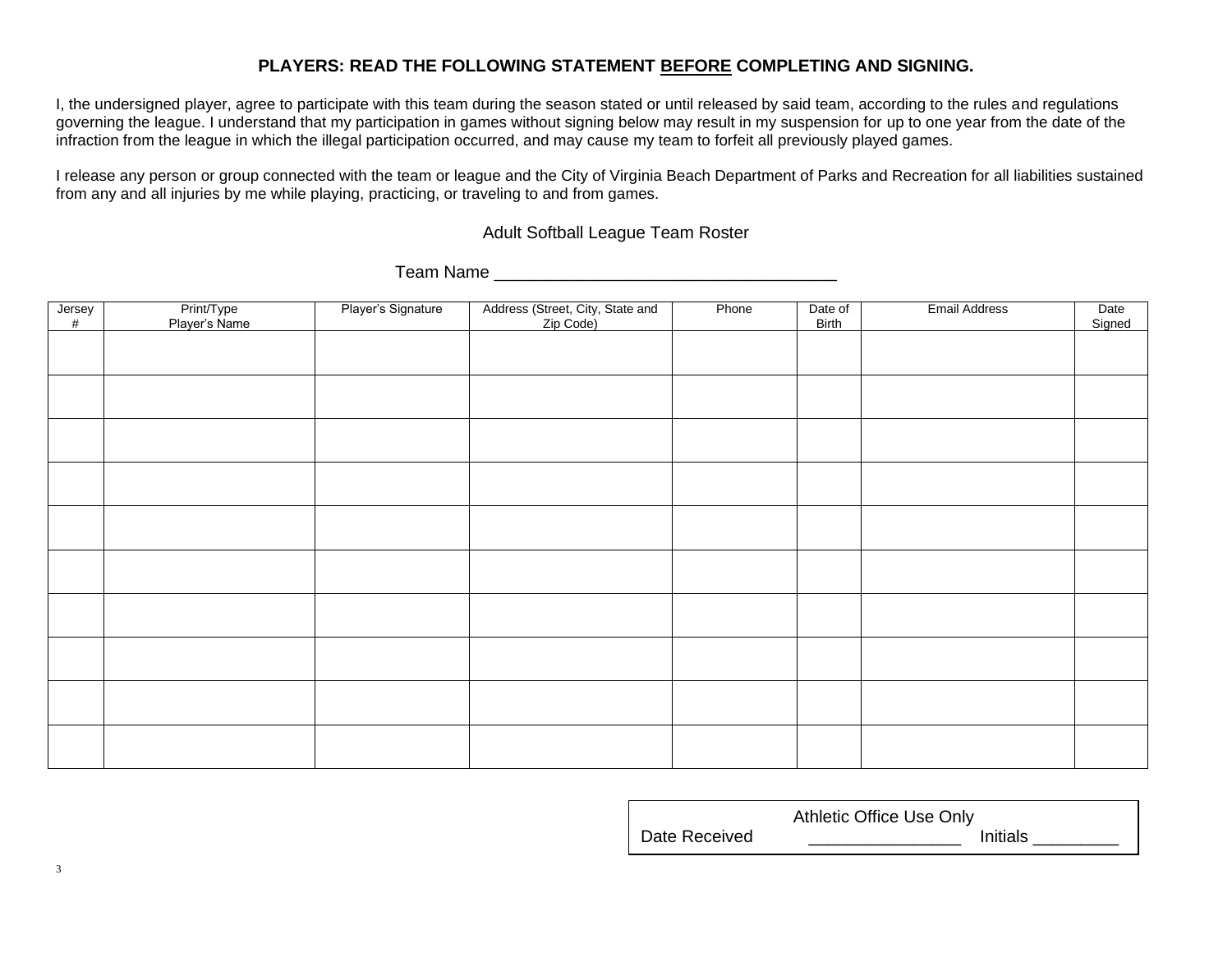**PLAYERS: READ THE FOLLOWING STATEMENT BEFORE COMPLETING AND SIGNING.**

I, the undersigned player, agree to participate with this team during the season stated or until released by said team, according to the rules and regulations governing the league. I understand that my participation in games without signing below may result in my suspension for up to one year from the date of the infraction from the league in which the illegal participation occurred, and may cause my team to forfeit all previously played games.

I release any person or group connected with the team or league and the City of Virginia Beach Department of Parks and Recreation for all liabilities sustained from any and all injuries by me while playing, practicing, or traveling to and from games.

Adult Softball League Team Roster

Team Name ___________________________________

| Jersey # | Print/Type Player's Name | Player's Signature | Address (Street, City, State and Zip Code) | Phone | Date of Birth | Email Address | Date Signed |
|---|---|---|---|---|---|---|---|
| | | | | | | | |
| | | | | | | | |
| | | | | | | | |
| | | | | | | | |
| | | | | | | | |
| | | | | | | | |
| | | | | | | | |
| | | | | | | | |
| | | | | | | | |
| | | | | | | | |

Athletic Office Use Only

Date Received _______________ Initials _________